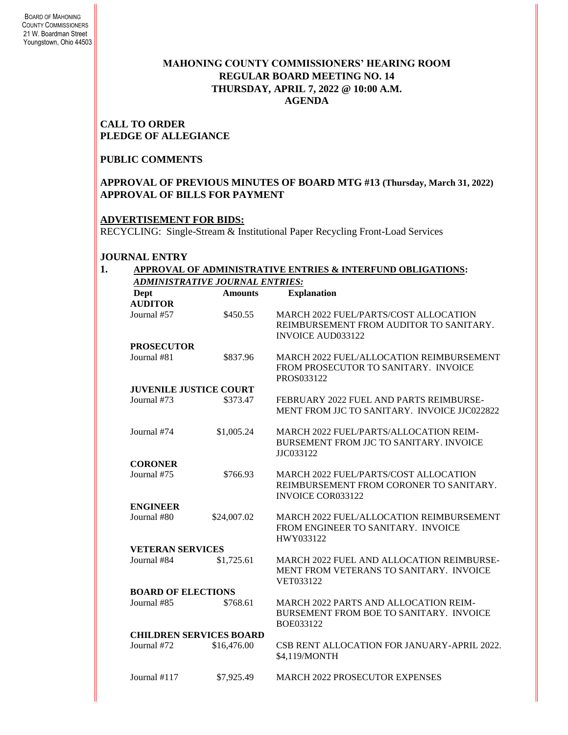BOARD OF MAHONING COUNTY COMMISSIONERS
21 W. Boardman Street
Youngstown, Ohio 44503

# MAHONING COUNTY COMMISSIONERS' HEARING ROOM
## REGULAR BOARD MEETING NO. 14
## THURSDAY, APRIL 7, 2022 @ 10:00 A.M.
## AGENDA

**CALL TO ORDER**
**PLEDGE OF ALLEGIANCE**

**PUBLIC COMMENTS**

**APPROVAL OF PREVIOUS MINUTES OF BOARD MTG #13 (Thursday, March 31, 2022)**
**APPROVAL OF BILLS FOR PAYMENT**

**ADVERTISEMENT FOR BIDS:**
RECYCLING: Single-Stream & Institutional Paper Recycling Front-Load Services

**JOURNAL ENTRY**

**1. APPROVAL OF ADMINISTRATIVE ENTRIES & INTERFUND OBLIGATIONS:**

***ADMINISTRATIVE JOURNAL ENTRIES:***

| Dept | Amounts | Explanation |
|---|---|---|
| **AUDITOR** | | |
| Journal #57 | \$450.55 | MARCH 2022 FUEL/PARTS/COST ALLOCATION REIMBURSEMENT FROM AUDITOR TO SANITARY. INVOICE AUD033122 |
| **PROSECUTOR** | | |
| Journal #81 | \$837.96 | MARCH 2022 FUEL/ALLOCATION REIMBURSEMENT FROM PROSECUTOR TO SANITARY. INVOICE PROS033122 |
| **JUVENILE JUSTICE COURT** | | |
| Journal #73 | \$373.47 | FEBRUARY 2022 FUEL AND PARTS REIMBURSEMENT FROM JJC TO SANITARY. INVOICE JJC022822 |
| Journal #74 | \$1,005.24 | MARCH 2022 FUEL/PARTS/ALLOCATION REIMBURSEMENT FROM JJC TO SANITARY. INVOICE JJC033122 |
| **CORONER** | | |
| Journal #75 | \$766.93 | MARCH 2022 FUEL/PARTS/COST ALLOCATION REIMBURSEMENT FROM CORONER TO SANITARY. INVOICE COR033122 |
| **ENGINEER** | | |
| Journal #80 | \$24,007.02 | MARCH 2022 FUEL/ALLOCATION REIMBURSEMENT FROM ENGINEER TO SANITARY. INVOICE HWY033122 |
| **VETERAN SERVICES** | | |
| Journal #84 | \$1,725.61 | MARCH 2022 FUEL AND ALLOCATION REIMBURSEMENT FROM VETERANS TO SANITARY. INVOICE VET033122 |
| **BOARD OF ELECTIONS** | | |
| Journal #85 | \$768.61 | MARCH 2022 PARTS AND ALLOCATION REIMBURSEMENT FROM BOE TO SANITARY. INVOICE BOE033122 |
| **CHILDREN SERVICES BOARD** | | |
| Journal #72 | \$16,476.00 | CSB RENT ALLOCATION FOR JANUARY-APRIL 2022. \$4,119/MONTH |
| Journal #117 | \$7,925.49 | MARCH 2022 PROSECUTOR EXPENSES |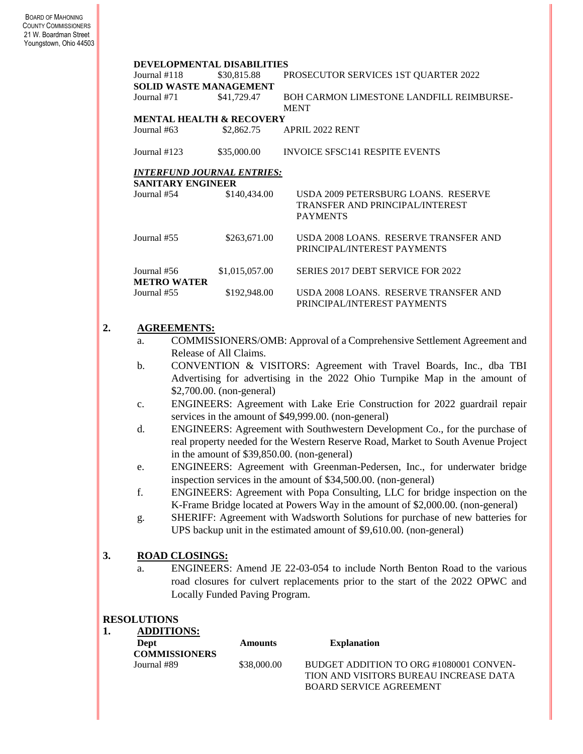**DEVELOPMENTAL DISABILITIES**

| | | |
|---|---|---|
| Journal #118 | $30,815.88 | PROSECUTOR SERVICES 1ST QUARTER 2022 |

**SOLID WASTE MANAGEMENT**

| | | |
|---|---|---|
| Journal #71 | $41,729.47 | BOH CARMON LIMESTONE LANDFILL REIMBURSE-MENT |

**MENTAL HEALTH & RECOVERY**

| | | |
|---|---|---|
| Journal #63 | $2,862.75 | APRIL 2022 RENT |
| Journal #123 | $35,000.00 | INVOICE SFSC141 RESPITE EVENTS |

***INTERFUND JOURNAL ENTRIES:***

**SANITARY ENGINEER**

| | | |
|---|---|---|
| Journal #54 | $140,434.00 | USDA 2009 PETERSBURG LOANS. RESERVE TRANSFER AND PRINCIPAL/INTEREST PAYMENTS |
| Journal #55 | $263,671.00 | USDA 2008 LOANS. RESERVE TRANSFER AND PRINCIPAL/INTEREST PAYMENTS |
| Journal #56 | $1,015,057.00 | SERIES 2017 DEBT SERVICE FOR 2022 |

**METRO WATER**

| | | |
|---|---|---|
| Journal #55 | $192,948.00 | USDA 2008 LOANS. RESERVE TRANSFER AND PRINCIPAL/INTEREST PAYMENTS |

**2. AGREEMENTS:**

a. COMMISSIONERS/OMB: Approval of a Comprehensive Settlement Agreement and Release of All Claims.

b. CONVENTION & VISITORS: Agreement with Travel Boards, Inc., dba TBI Advertising for advertising in the 2022 Ohio Turnpike Map in the amount of $2,700.00. (non-general)

c. ENGINEERS: Agreement with Lake Erie Construction for 2022 guardrail repair services in the amount of $49,999.00. (non-general)

d. ENGINEERS: Agreement with Southwestern Development Co., for the purchase of real property needed for the Western Reserve Road, Market to South Avenue Project in the amount of $39,850.00. (non-general)

e. ENGINEERS: Agreement with Greenman-Pedersen, Inc., for underwater bridge inspection services in the amount of $34,500.00. (non-general)

f. ENGINEERS: Agreement with Popa Consulting, LLC for bridge inspection on the K-Frame Bridge located at Powers Way in the amount of $2,000.00. (non-general)

g. SHERIFF: Agreement with Wadsworth Solutions for purchase of new batteries for UPS backup unit in the estimated amount of $9,610.00. (non-general)

**3. ROAD CLOSINGS:**

a. ENGINEERS: Amend JE 22-03-054 to include North Benton Road to the various road closures for culvert replacements prior to the start of the 2022 OPWC and Locally Funded Paving Program.

**RESOLUTIONS**

**1. ADDITIONS:**

| **Dept** | **Amounts** | **Explanation** |
|---|---|---|
| **COMMISSIONERS** | | |
| Journal #89 | $38,000.00 | BUDGET ADDITION TO ORG #1080001 CONVEN-TION AND VISITORS BUREAU INCREASE DATA BOARD SERVICE AGREEMENT |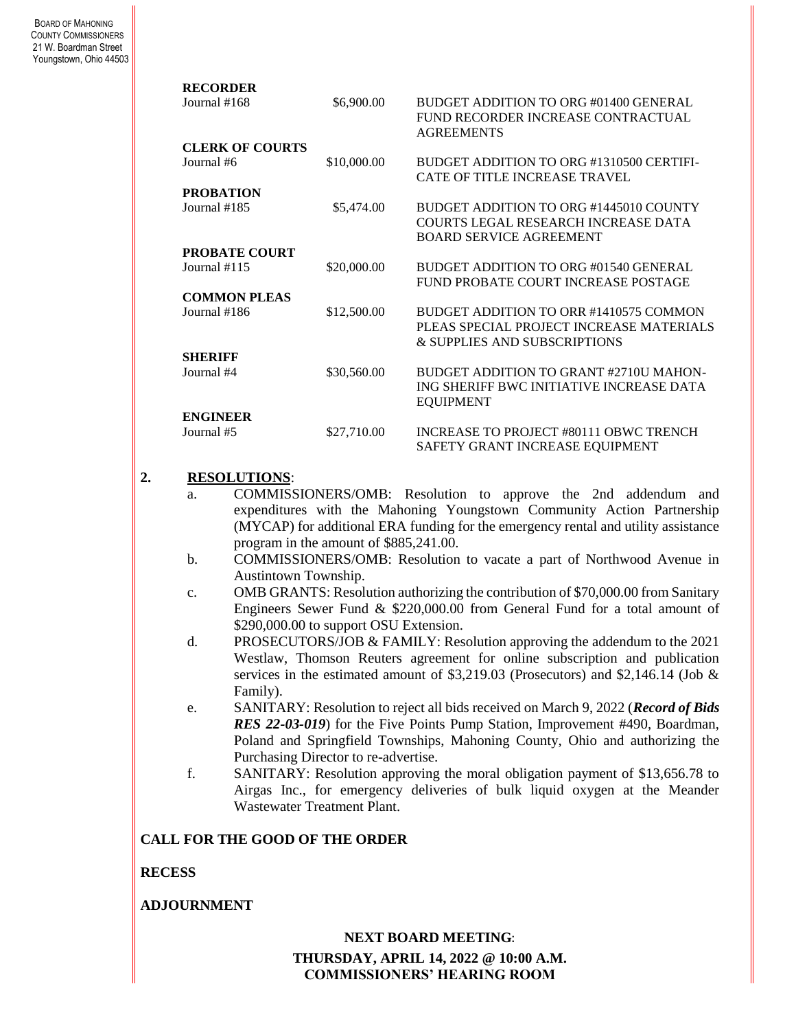| | | |
|---|---|---|
| **RECORDER** | | |
| Journal #168 | $6,900.00 | BUDGET ADDITION TO ORG #01400 GENERAL FUND RECORDER INCREASE CONTRACTUAL AGREEMENTS |
| **CLERK OF COURTS** | | |
| Journal #6 | $10,000.00 | BUDGET ADDITION TO ORG #1310500 CERTIFICATE OF TITLE INCREASE TRAVEL |
| **PROBATION** | | |
| Journal #185 | $5,474.00 | BUDGET ADDITION TO ORG #1445010 COUNTY COURTS LEGAL RESEARCH INCREASE DATA BOARD SERVICE AGREEMENT |
| **PROBATE COURT** | | |
| Journal #115 | $20,000.00 | BUDGET ADDITION TO ORG #01540 GENERAL FUND PROBATE COURT INCREASE POSTAGE |
| **COMMON PLEAS** | | |
| Journal #186 | $12,500.00 | BUDGET ADDITION TO ORR #1410575 COMMON PLEAS SPECIAL PROJECT INCREASE MATERIALS & SUPPLIES AND SUBSCRIPTIONS |
| **SHERIFF** | | |
| Journal #4 | $30,560.00 | BUDGET ADDITION TO GRANT #2710U MAHONING SHERIFF BWC INITIATIVE INCREASE DATA EQUIPMENT |
| **ENGINEER** | | |
| Journal #5 | $27,710.00 | INCREASE TO PROJECT #80111 OBWC TRENCH SAFETY GRANT INCREASE EQUIPMENT |

**2. RESOLUTIONS**:

a. COMMISSIONERS/OMB: Resolution to approve the 2nd addendum and expenditures with the Mahoning Youngstown Community Action Partnership (MYCAP) for additional ERA funding for the emergency rental and utility assistance program in the amount of $885,241.00.

b. COMMISSIONERS/OMB: Resolution to vacate a part of Northwood Avenue in Austintown Township.

c. OMB GRANTS: Resolution authorizing the contribution of $70,000.00 from Sanitary Engineers Sewer Fund & $220,000.00 from General Fund for a total amount of $290,000.00 to support OSU Extension.

d. PROSECUTORS/JOB & FAMILY: Resolution approving the addendum to the 2021 Westlaw, Thomson Reuters agreement for online subscription and publication services in the estimated amount of $3,219.03 (Prosecutors) and $2,146.14 (Job & Family).

e. SANITARY: Resolution to reject all bids received on March 9, 2022 (***Record of Bids RES 22-03-019***) for the Five Points Pump Station, Improvement #490, Boardman, Poland and Springfield Townships, Mahoning County, Ohio and authorizing the Purchasing Director to re-advertise.

f. SANITARY: Resolution approving the moral obligation payment of $13,656.78 to Airgas Inc., for emergency deliveries of bulk liquid oxygen at the Meander Wastewater Treatment Plant.

**CALL FOR THE GOOD OF THE ORDER**

**RECESS**

**ADJOURNMENT**

**NEXT BOARD MEETING**:

**THURSDAY, APRIL 14, 2022 @ 10:00 A.M.**
**COMMISSIONERS' HEARING ROOM**